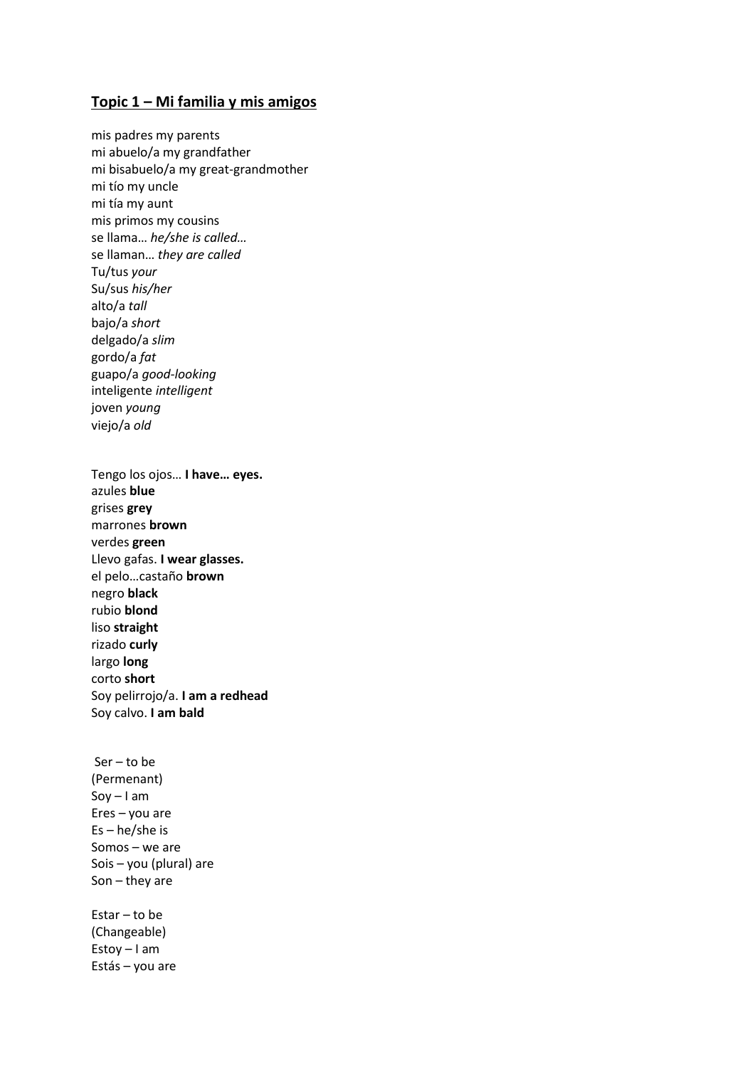## Topic 1 – Mi familia y mis amigos

mis padres my parents
mi abuelo/a my grandfather
mi bisabuelo/a my great-grandmother
mi tío my uncle
mi tía my aunt
mis primos my cousins
se llama… *he/she is called…*
se llaman… *they are called*
Tu/tus *your*
Su/sus *his/her*
alto/a *tall*
bajo/a *short*
delgado/a *slim*
gordo/a *fat*
guapo/a *good-looking*
inteligente *intelligent*
joven *young*
viejo/a *old*

Tengo los ojos… **I have… eyes.**
azules **blue**
grises **grey**
marrones **brown**
verdes **green**
Llevo gafas. **I wear glasses.**
el pelo…castaño **brown**
negro **black**
rubio **blond**
liso **straight**
rizado **curly**
largo **long**
corto **short**
Soy pelirrojo/a. **I am a redhead**
Soy calvo. **I am bald**

Ser – to be
(Permenant)
Soy – I am
Eres – you are
Es – he/she is
Somos – we are
Sois – you (plural) are
Son – they are

Estar – to be
(Changeable)
Estoy – I am
Estás – you are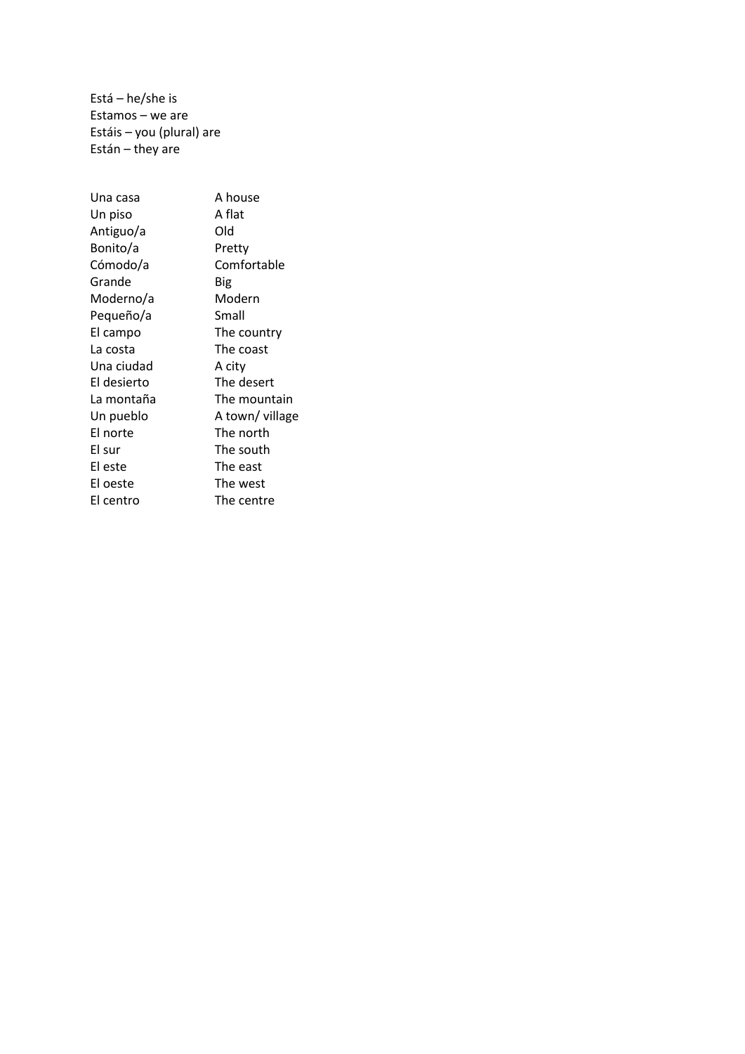Está – he/she is
Estamos – we are
Estáis – you (plural) are
Están – they are

| | |
|---|---|
| Una casa | A house |
| Un piso | A flat |
| Antiguo/a | Old |
| Bonito/a | Pretty |
| Cómodo/a | Comfortable |
| Grande | Big |
| Moderno/a | Modern |
| Pequeño/a | Small |
| El campo | The country |
| La costa | The coast |
| Una ciudad | A city |
| El desierto | The desert |
| La montaña | The mountain |
| Un pueblo | A town/ village |
| El norte | The north |
| El sur | The south |
| El este | The east |
| El oeste | The west |
| El centro | The centre |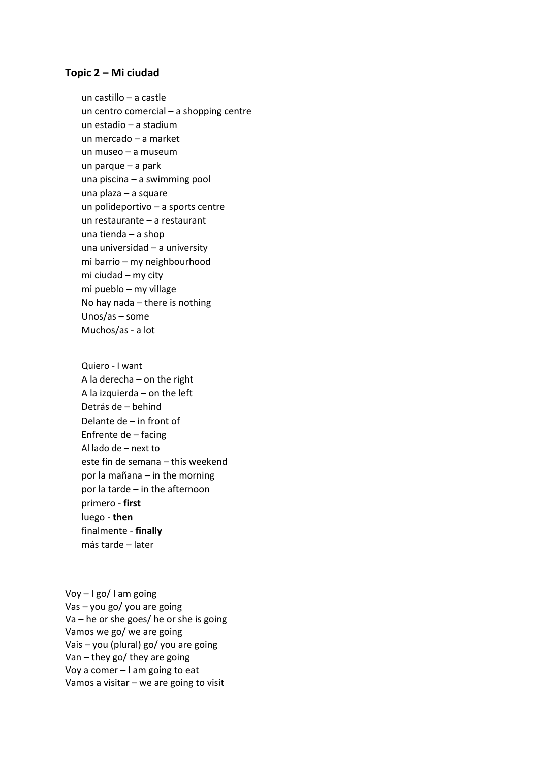## **Topic 2 – Mi ciudad**

un castillo – a castle
un centro comercial – a shopping centre
un estadio – a stadium
un mercado – a market
un museo – a museum
un parque – a park
una piscina – a swimming pool
una plaza – a square
un polideportivo – a sports centre
un restaurante – a restaurant
una tienda – a shop
una universidad – a university
mi barrio – my neighbourhood
mi ciudad – my city
mi pueblo – my village
No hay nada – there is nothing
Unos/as – some
Muchos/as - a lot

Quiero - I want
A la derecha – on the right
A la izquierda – on the left
Detrás de – behind
Delante de – in front of
Enfrente de – facing
Al lado de – next to
este fin de semana – this weekend
por la mañana – in the morning
por la tarde – in the afternoon
primero - **first**
luego - **then**
finalmente - **finally**
más tarde – later

Voy – I go/ I am going
Vas – you go/ you are going
Va – he or she goes/ he or she is going
Vamos we go/ we are going
Vais – you (plural) go/ you are going
Van – they go/ they are going
Voy a comer – I am going to eat
Vamos a visitar – we are going to visit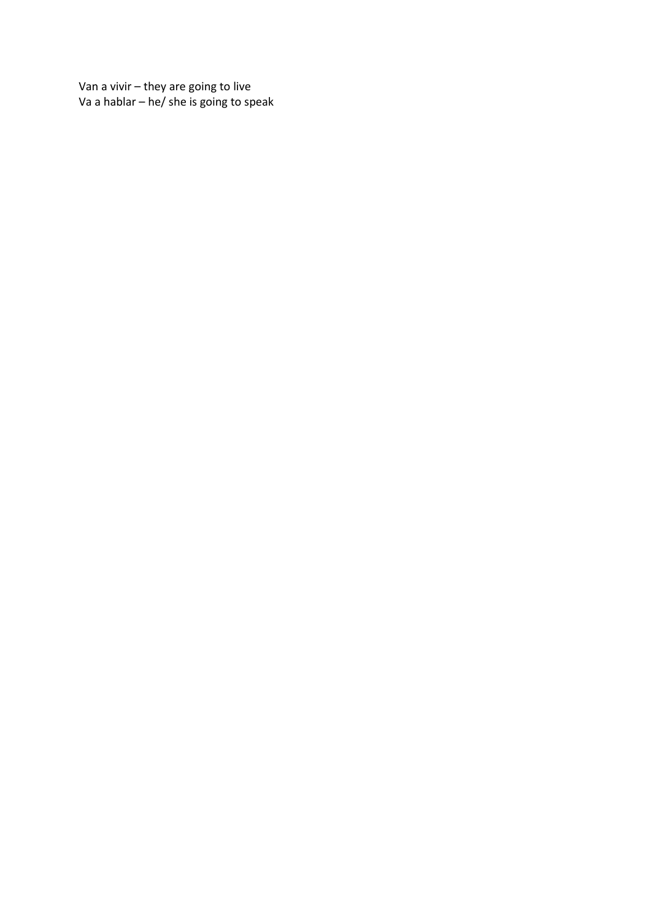Van a vivir – they are going to live
Va a hablar – he/ she is going to speak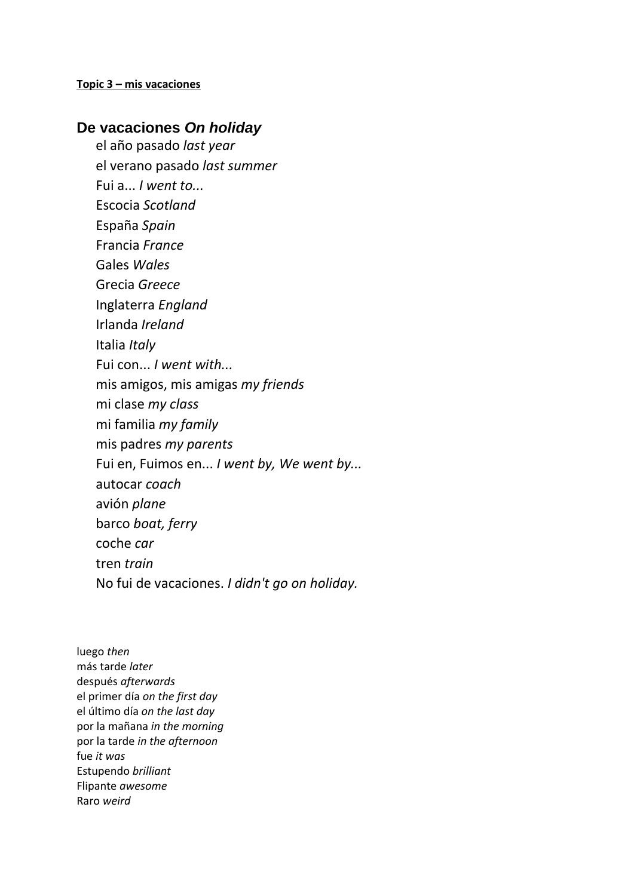**Topic 3 – mis vacaciones**

## De vacaciones *On holiday*

el año pasado *last year*
el verano pasado *last summer*
Fui a... *I went to...*
Escocia *Scotland*
España *Spain*
Francia *France*
Gales *Wales*
Grecia *Greece*
Inglaterra *England*
Irlanda *Ireland*
Italia *Italy*
Fui con... *I went with...*
mis amigos, mis amigas *my friends*
mi clase *my class*
mi familia *my family*
mis padres *my parents*
Fui en, Fuimos en... *I went by, We went by...*
autocar *coach*
avión *plane*
barco *boat, ferry*
coche *car*
tren *train*
No fui de vacaciones. *I didn't go on holiday.*

luego *then*
más tarde *later*
después *afterwards*
el primer día *on the first day*
el último día *on the last day*
por la mañana *in the morning*
por la tarde *in the afternoon*
fue *it was*
Estupendo *brilliant*
Flipante *awesome*
Raro *weird*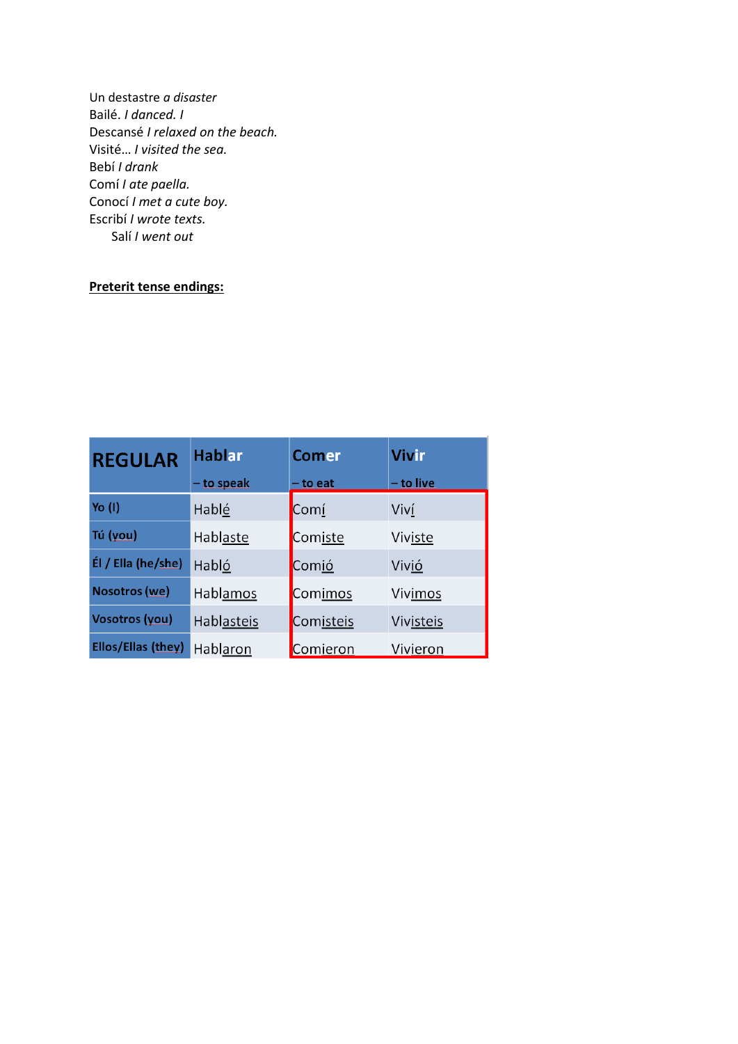Un destastre *a disaster*
Bailé. *I danced. I*
Descansé *I relaxed on the beach.*
Visité… *I visited the sea.*
Bebí *I drank*
Comí *I ate paella.*
Conocí *I met a cute boy.*
Escribí *I wrote texts.*
Salí *I went out*

**Preterit tense endings:**

| REGULAR | Hablar – to speak | Comer – to eat | Vivir – to live |
|---|---|---|---|
| Yo (I) | Hablé | Comí | Viví |
| Tú (you) | Hablaste | Comiste | Viviste |
| Él / Ella (he/she) | Habló | Comió | Vivió |
| Nosotros (we) | Hablamos | Comimos | Vivimos |
| Vosotros (you) | Hablasteis | Comisteis | Vivisteis |
| Ellos/Ellas (they) | Hablaron | Comieron | Vivieron |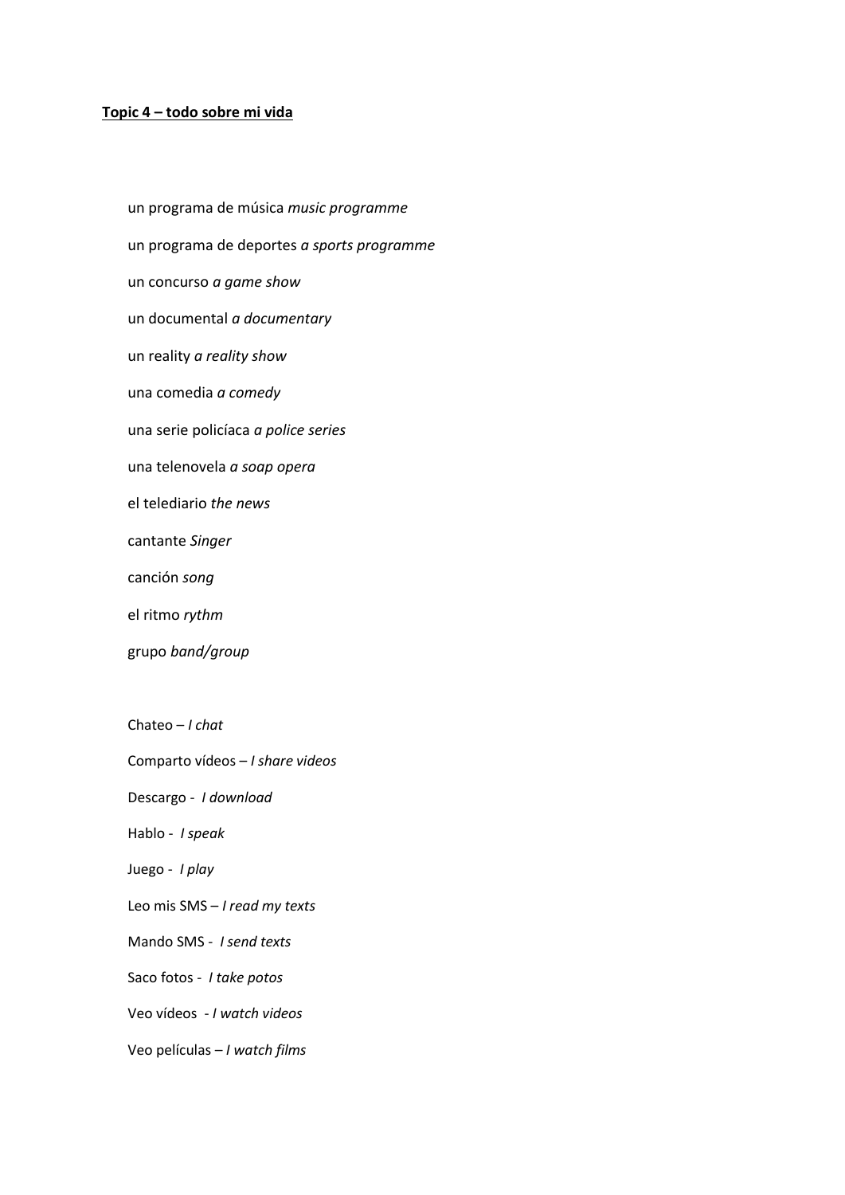**Topic 4 – todo sobre mi vida**

un programa de música *music programme*

un programa de deportes *a sports programme*

un concurso *a game show*

un documental *a documentary*

un reality *a reality show*

una comedia *a comedy*

una serie policíaca *a police series*

una telenovela *a soap opera*

el telediario *the news*

cantante *Singer*

canción *song*

el ritmo *rythm*

grupo *band/group*

Chateo – *I chat*

Comparto vídeos – *I share videos*

Descargo - *I download*

Hablo - *I speak*

Juego - *I play*

Leo mis SMS – *I read my texts*

Mando SMS - *I send texts*

Saco fotos - *I take potos*

Veo vídeos - *I watch videos*

Veo películas – *I watch films*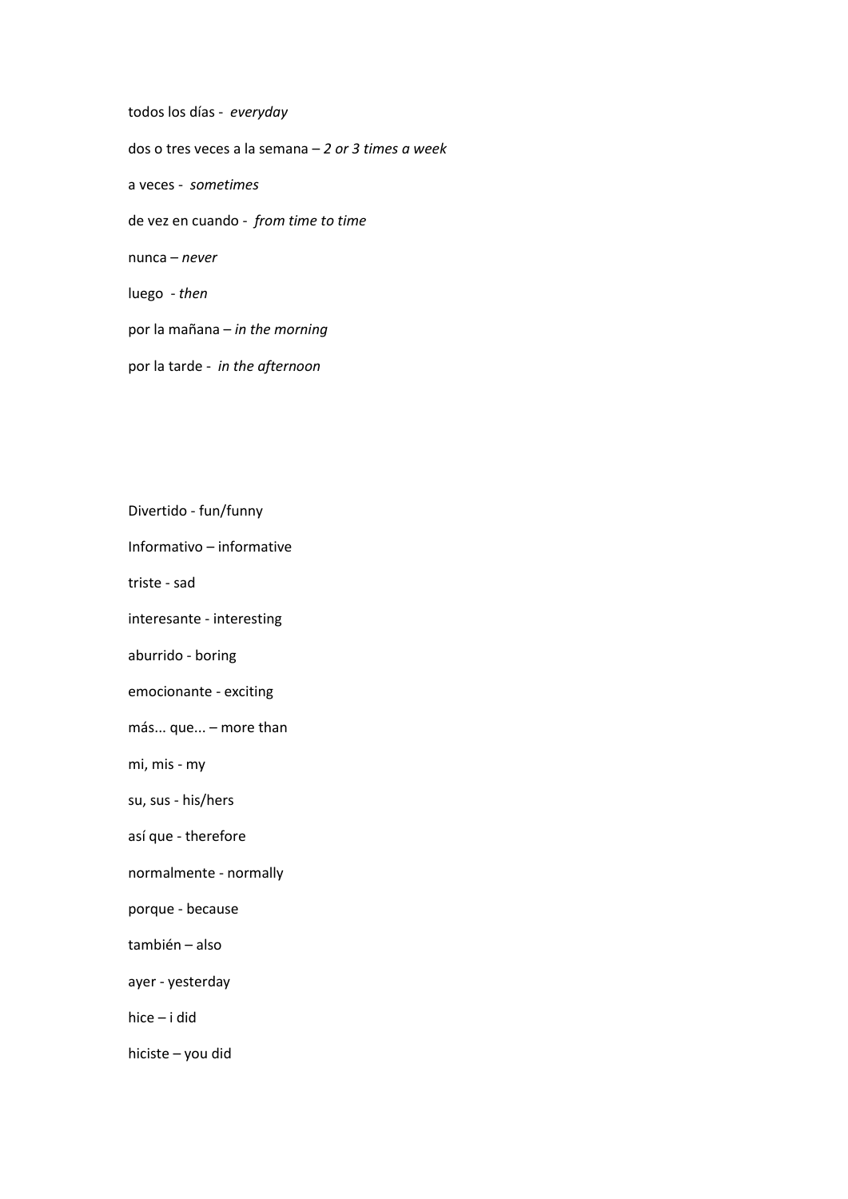todos los días - *everyday*

dos o tres veces a la semana – *2 or 3 times a week*

a veces - *sometimes*

de vez en cuando - *from time to time*

nunca – *never*

luego - *then*

por la mañana – *in the morning*

por la tarde - *in the afternoon*

Divertido - fun/funny

Informativo – informative

triste - sad

interesante - interesting

aburrido - boring

emocionante - exciting

más... que... – more than

mi, mis - my

su, sus - his/hers

así que - therefore

normalmente - normally

porque - because

también – also

ayer - yesterday

hice – i did

hiciste – you did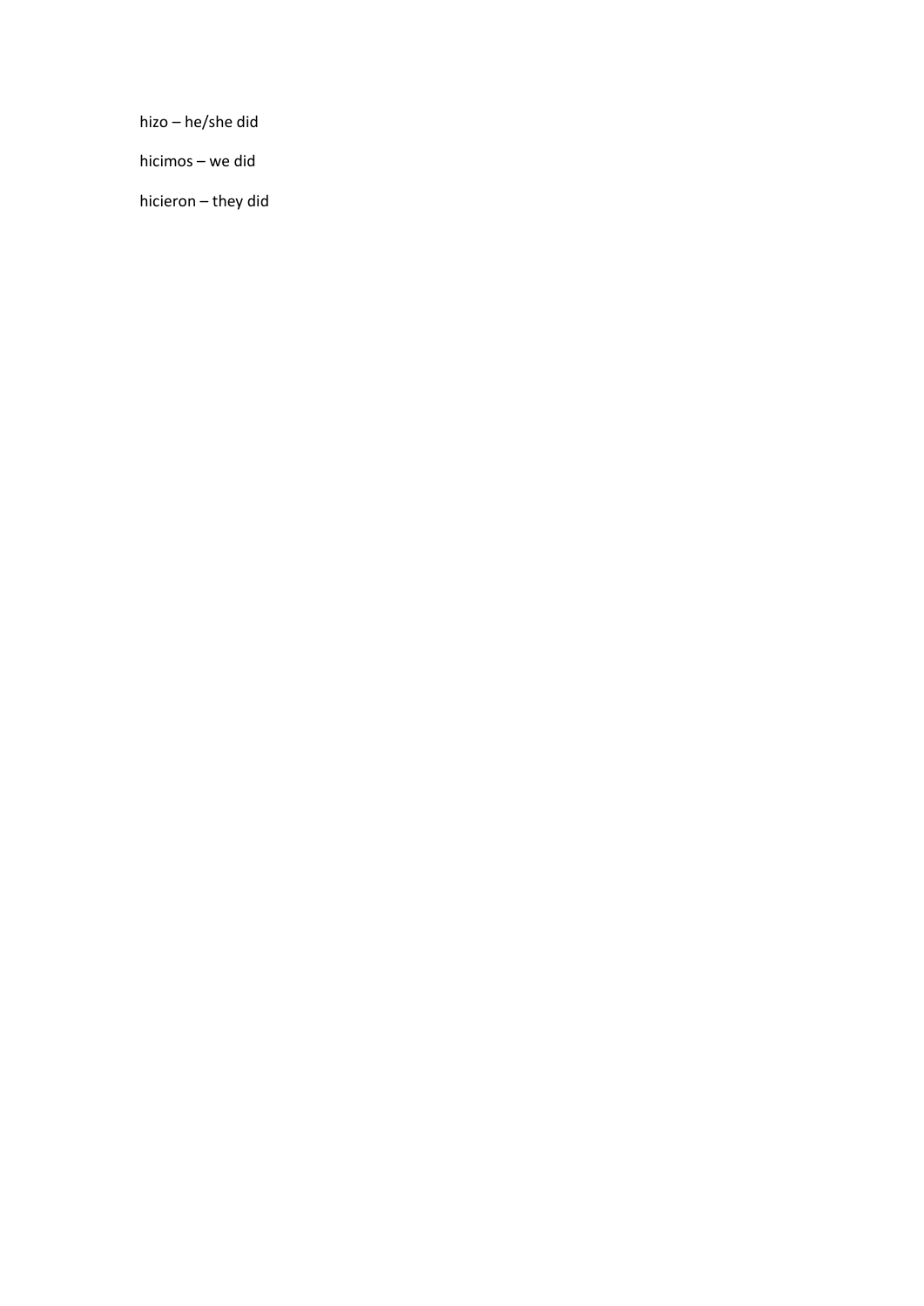hizo – he/she did

hicimos – we did

hicieron – they did